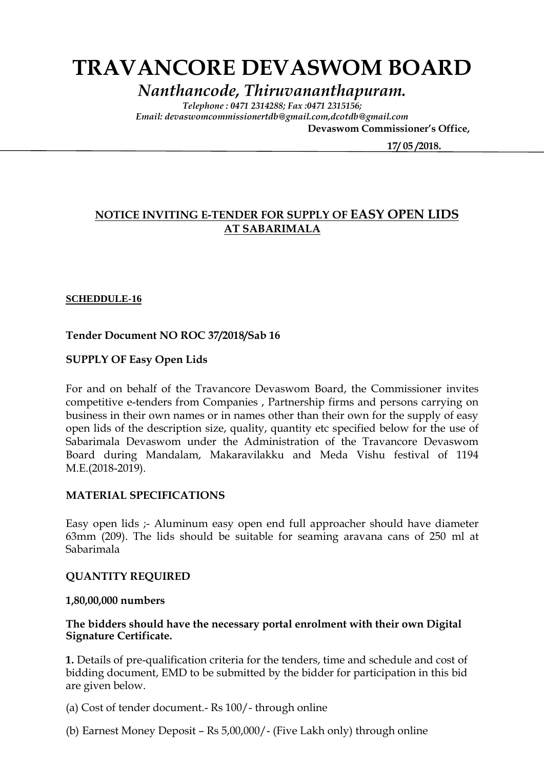# TRAVANCORE DEVASWOM BOARD

*Nanthancode, Thiruvananthapuram.*

*Telephone : 0471 2314288; Fax :0471 2315156;*
*Email: devaswomcommissionertdb@gmail.com,dcotdb@gmail.com*

**Devaswom Commissioner's Office,**

**17/ 05 /2018.**

## NOTICE INVITING E-TENDER FOR SUPPLY OF EASY OPEN LIDS AT SABARIMALA

**SCHEDDULE-16**

**Tender Document NO ROC 37/2018/Sab 16**

**SUPPLY OF Easy Open Lids**

For and on behalf of the Travancore Devaswom Board, the Commissioner invites competitive e-tenders from Companies , Partnership firms and persons carrying on business in their own names or in names other than their own for the supply of easy open lids of the description size, quality, quantity etc specified below for the use of Sabarimala Devaswom under the Administration of the Travancore Devaswom Board during Mandalam, Makaravilakku and Meda Vishu festival of 1194 M.E.(2018-2019).

**MATERIAL SPECIFICATIONS**

Easy open lids ;- Aluminum easy open end full approacher should have diameter 63mm (209). The lids should be suitable for seaming aravana cans of 250 ml at Sabarimala

**QUANTITY REQUIRED**

**1,80,00,000 numbers**

**The bidders should have the necessary portal enrolment with their own Digital Signature Certificate.**

**1.** Details of pre-qualification criteria for the tenders, time and schedule and cost of bidding document, EMD to be submitted by the bidder for participation in this bid are given below.

(a) Cost of tender document.- Rs 100/- through online

(b) Earnest Money Deposit – Rs 5,00,000/- (Five Lakh only) through online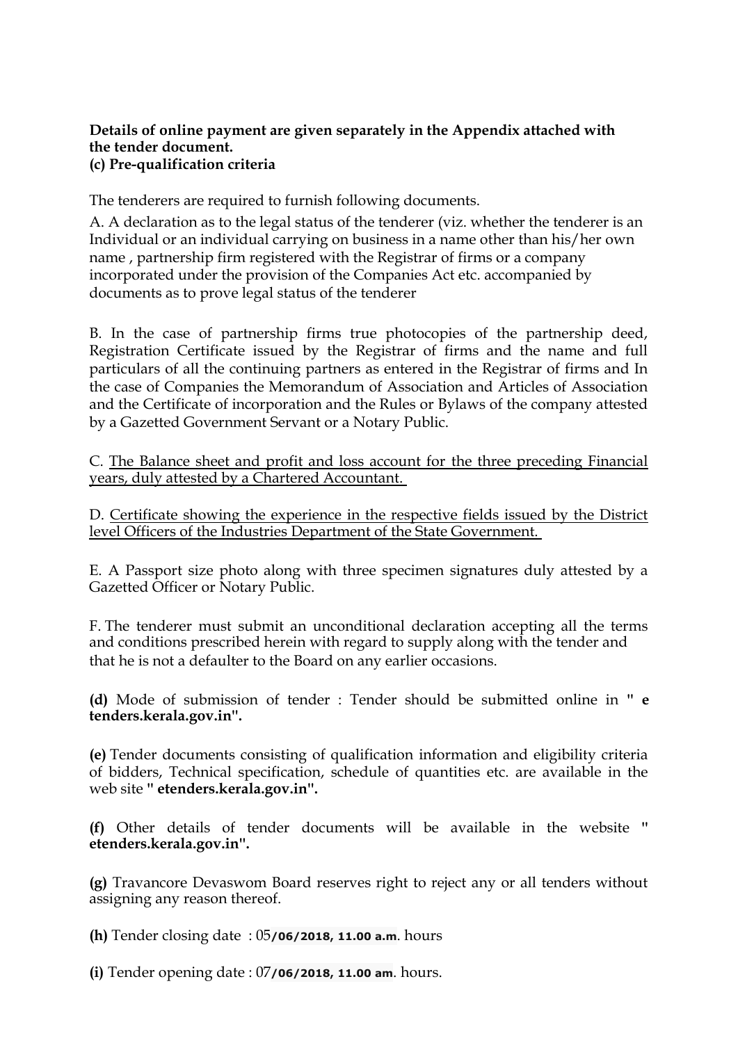**Details of online payment are given separately in the Appendix attached with the tender document.**
**(c) Pre-qualification criteria**

The tenderers are required to furnish following documents.

A. A declaration as to the legal status of the tenderer (viz. whether the tenderer is an Individual or an individual carrying on business in a name other than his/her own name , partnership firm registered with the Registrar of firms or a company incorporated under the provision of the Companies Act etc. accompanied by documents as to prove legal status of the tenderer

B. In the case of partnership firms true photocopies of the partnership deed, Registration Certificate issued by the Registrar of firms and the name and full particulars of all the continuing partners as entered in the Registrar of firms and In the case of Companies the Memorandum of Association and Articles of Association and the Certificate of incorporation and the Rules or Bylaws of the company attested by a Gazetted Government Servant or a Notary Public.

C. <u>The Balance sheet and profit and loss account for the three preceding Financial years, duly attested by a Chartered Accountant.</u>

D. <u>Certificate showing the experience in the respective fields issued by the District level Officers of the Industries Department of the State Government.</u>

E. A Passport size photo along with three specimen signatures duly attested by a Gazetted Officer or Notary Public.

F. The tenderer must submit an unconditional declaration accepting all the terms and conditions prescribed herein with regard to supply along with the tender and that he is not a defaulter to the Board on any earlier occasions.

**(d)** Mode of submission of tender : Tender should be submitted online in **" e tenders.kerala.gov.in".**

**(e)** Tender documents consisting of qualification information and eligibility criteria of bidders, Technical specification, schedule of quantities etc. are available in the web site **" etenders.kerala.gov.in".**

**(f)** Other details of tender documents will be available in the website **" etenders.kerala.gov.in".**

**(g)** Travancore Devaswom Board reserves right to reject any or all tenders without assigning any reason thereof.

**(h)** Tender closing date : 05**/06/2018, 11.00 a.m**. hours

**(i)** Tender opening date : 07**/06/2018, 11.00 am**. hours.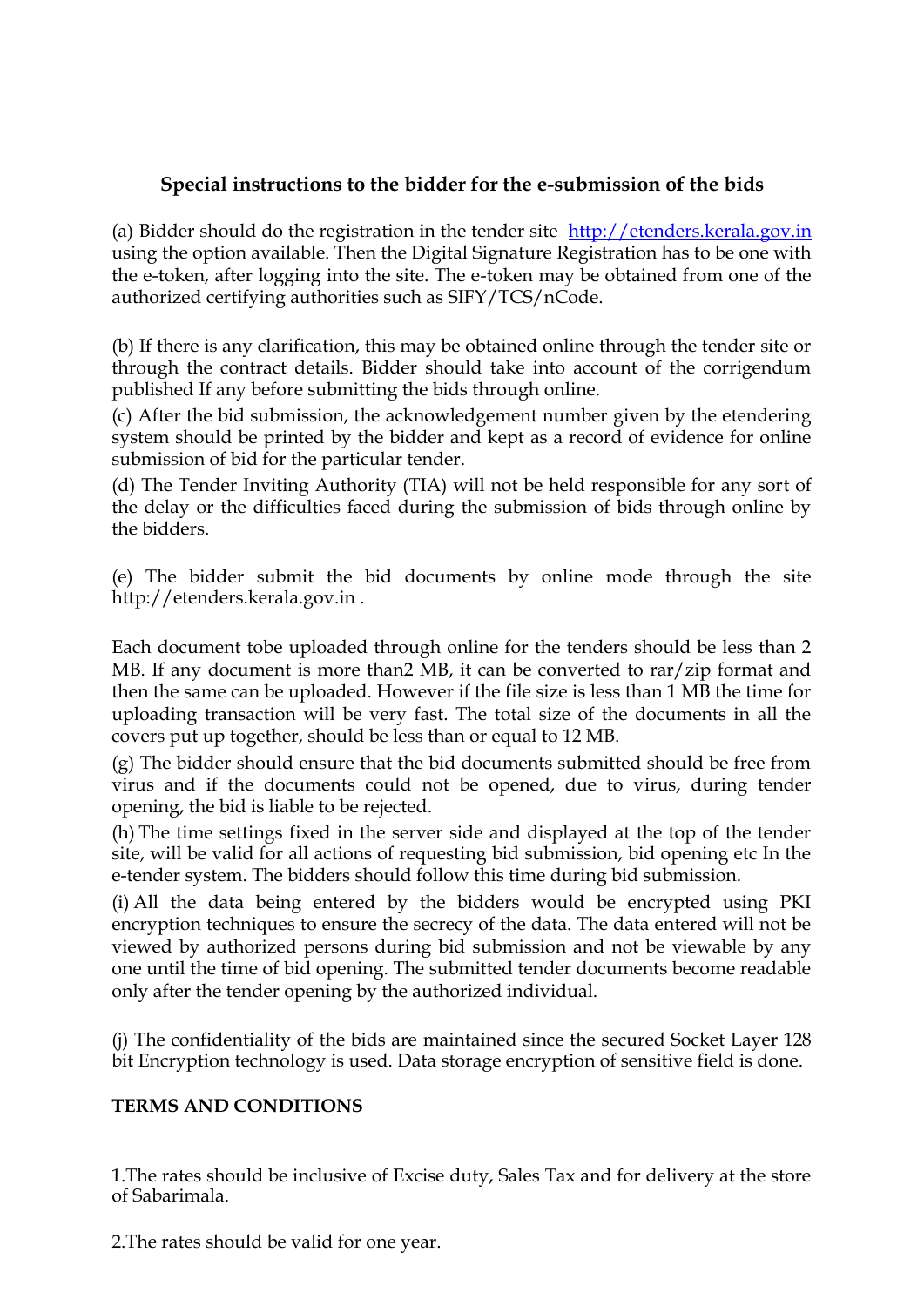### Special instructions to the bidder for the e-submission of the bids

(a) Bidder should do the registration in the tender site [http://etenders.kerala.gov.in](http://etenders.kerala.gov.in) using the option available. Then the Digital Signature Registration has to be one with the e-token, after logging into the site. The e-token may be obtained from one of the authorized certifying authorities such as SIFY/TCS/nCode.

(b) If there is any clarification, this may be obtained online through the tender site or through the contract details. Bidder should take into account of the corrigendum published If any before submitting the bids through online.

(c) After the bid submission, the acknowledgement number given by the etendering system should be printed by the bidder and kept as a record of evidence for online submission of bid for the particular tender.

(d) The Tender Inviting Authority (TIA) will not be held responsible for any sort of the delay or the difficulties faced during the submission of bids through online by the bidders.

(e) The bidder submit the bid documents by online mode through the site http://etenders.kerala.gov.in .

Each document tobe uploaded through online for the tenders should be less than 2 MB. If any document is more than2 MB, it can be converted to rar/zip format and then the same can be uploaded. However if the file size is less than 1 MB the time for uploading transaction will be very fast. The total size of the documents in all the covers put up together, should be less than or equal to 12 MB.

(g) The bidder should ensure that the bid documents submitted should be free from virus and if the documents could not be opened, due to virus, during tender opening, the bid is liable to be rejected.

(h) The time settings fixed in the server side and displayed at the top of the tender site, will be valid for all actions of requesting bid submission, bid opening etc In the e-tender system. The bidders should follow this time during bid submission.

(i) All the data being entered by the bidders would be encrypted using PKI encryption techniques to ensure the secrecy of the data. The data entered will not be viewed by authorized persons during bid submission and not be viewable by any one until the time of bid opening. The submitted tender documents become readable only after the tender opening by the authorized individual.

(j) The confidentiality of the bids are maintained since the secured Socket Layer 128 bit Encryption technology is used. Data storage encryption of sensitive field is done.

**TERMS AND CONDITIONS**

1.The rates should be inclusive of Excise duty, Sales Tax and for delivery at the store of Sabarimala.

2.The rates should be valid for one year.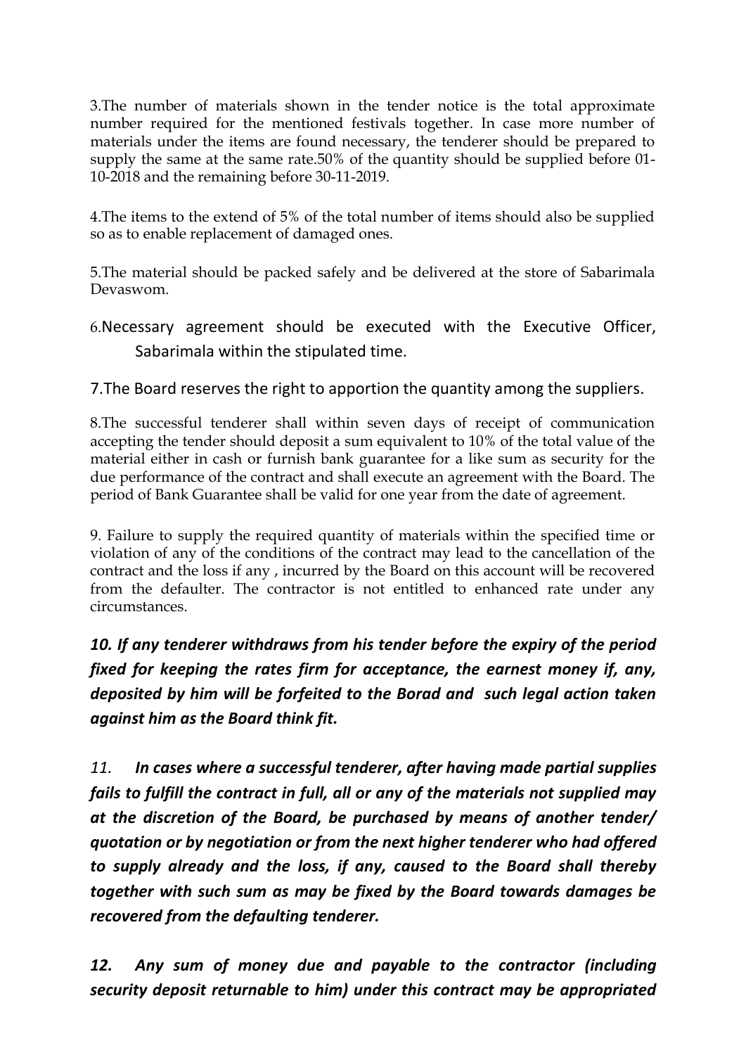3.The number of materials shown in the tender notice is the total approximate number required for the mentioned festivals together. In case more number of materials under the items are found necessary, the tenderer should be prepared to supply the same at the same rate.50% of the quantity should be supplied before 01-10-2018 and the remaining before 30-11-2019.

4.The items to the extend of 5% of the total number of items should also be supplied so as to enable replacement of damaged ones.

5.The material should be packed safely and be delivered at the store of Sabarimala Devaswom.

6.Necessary agreement should be executed with the Executive Officer, Sabarimala within the stipulated time.

7.The Board reserves the right to apportion the quantity among the suppliers.

8.The successful tenderer shall within seven days of receipt of communication accepting the tender should deposit a sum equivalent to 10% of the total value of the material either in cash or furnish bank guarantee for a like sum as security for the due performance of the contract and shall execute an agreement with the Board. The period of Bank Guarantee shall be valid for one year from the date of agreement.

9. Failure to supply the required quantity of materials within the specified time or violation of any of the conditions of the contract may lead to the cancellation of the contract and the loss if any , incurred by the Board on this account will be recovered from the defaulter. The contractor is not entitled to enhanced rate under any circumstances.

***10. If any tenderer withdraws from his tender before the expiry of the period fixed for keeping the rates firm for acceptance, the earnest money if, any, deposited by him will be forfeited to the Borad and such legal action taken against him as the Board think fit.***

*11.* ***In cases where a successful tenderer, after having made partial supplies fails to fulfill the contract in full, all or any of the materials not supplied may at the discretion of the Board, be purchased by means of another tender/ quotation or by negotiation or from the next higher tenderer who had offered to supply already and the loss, if any, caused to the Board shall thereby together with such sum as may be fixed by the Board towards damages be recovered from the defaulting tenderer.***

***12. Any sum of money due and payable to the contractor (including security deposit returnable to him) under this contract may be appropriated***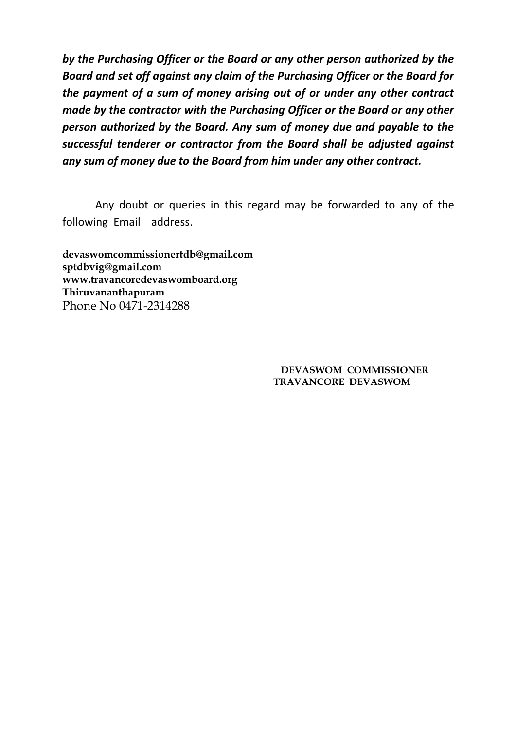***by the Purchasing Officer or the Board or any other person authorized by the Board and set off against any claim of the Purchasing Officer or the Board for the payment of a sum of money arising out of or under any other contract made by the contractor with the Purchasing Officer or the Board or any other person authorized by the Board. Any sum of money due and payable to the successful tenderer or contractor from the Board shall be adjusted against any sum of money due to the Board from him under any other contract.***

Any doubt or queries in this regard may be forwarded to any of the following Email address.

**devaswomcommissionertdb@gmail.com**
**sptdbvig@gmail.com**
**www.travancoredevaswomboard.org**
**Thiruvananthapuram**
Phone No 0471-2314288

**DEVASWOM COMMISSIONER**
**TRAVANCORE DEVASWOM**